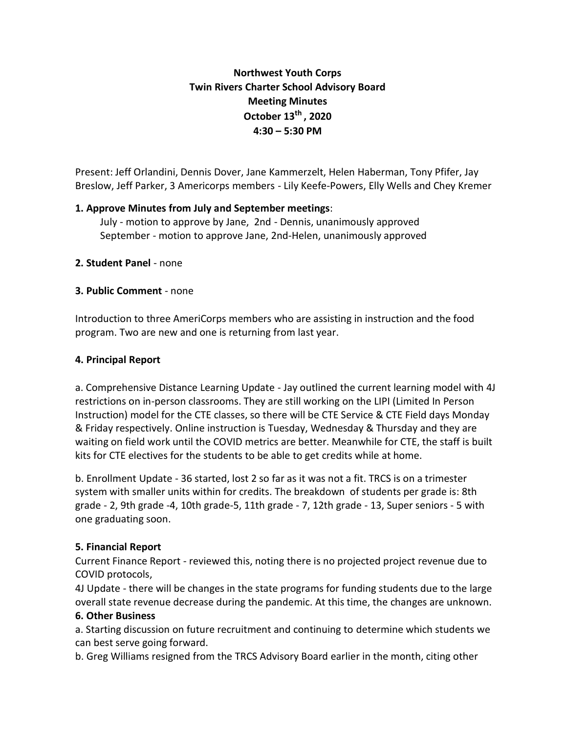**Northwest Youth Corps**
**Twin Rivers Charter School Advisory Board**
**Meeting Minutes**
**October 13th , 2020**
**4:30 – 5:30 PM**

Present: Jeff Orlandini, Dennis Dover, Jane Kammerzelt, Helen Haberman, Tony Pfifer, Jay Breslow, Jeff Parker, 3 Americorps members - Lily Keefe-Powers, Elly Wells and Chey Kremer

**1. Approve Minutes from July and September meetings**:

July - motion to approve by Jane, 2nd - Dennis, unanimously approved
September - motion to approve Jane, 2nd-Helen, unanimously approved

**2. Student Panel** - none

**3. Public Comment** - none

Introduction to three AmeriCorps members who are assisting in instruction and the food program. Two are new and one is returning from last year.

**4. Principal Report**

a. Comprehensive Distance Learning Update - Jay outlined the current learning model with 4J restrictions on in-person classrooms. They are still working on the LIPI (Limited In Person Instruction) model for the CTE classes, so there will be CTE Service & CTE Field days Monday & Friday respectively. Online instruction is Tuesday, Wednesday & Thursday and they are waiting on field work until the COVID metrics are better. Meanwhile for CTE, the staff is built kits for CTE electives for the students to be able to get credits while at home.

b. Enrollment Update - 36 started, lost 2 so far as it was not a fit. TRCS is on a trimester system with smaller units within for credits. The breakdown of students per grade is: 8th grade - 2, 9th grade -4, 10th grade-5, 11th grade - 7, 12th grade - 13, Super seniors - 5 with one graduating soon.

**5. Financial Report**

Current Finance Report - reviewed this, noting there is no projected project revenue due to COVID protocols,

4J Update - there will be changes in the state programs for funding students due to the large overall state revenue decrease during the pandemic. At this time, the changes are unknown.

**6. Other Business**

a. Starting discussion on future recruitment and continuing to determine which students we can best serve going forward.

b. Greg Williams resigned from the TRCS Advisory Board earlier in the month, citing other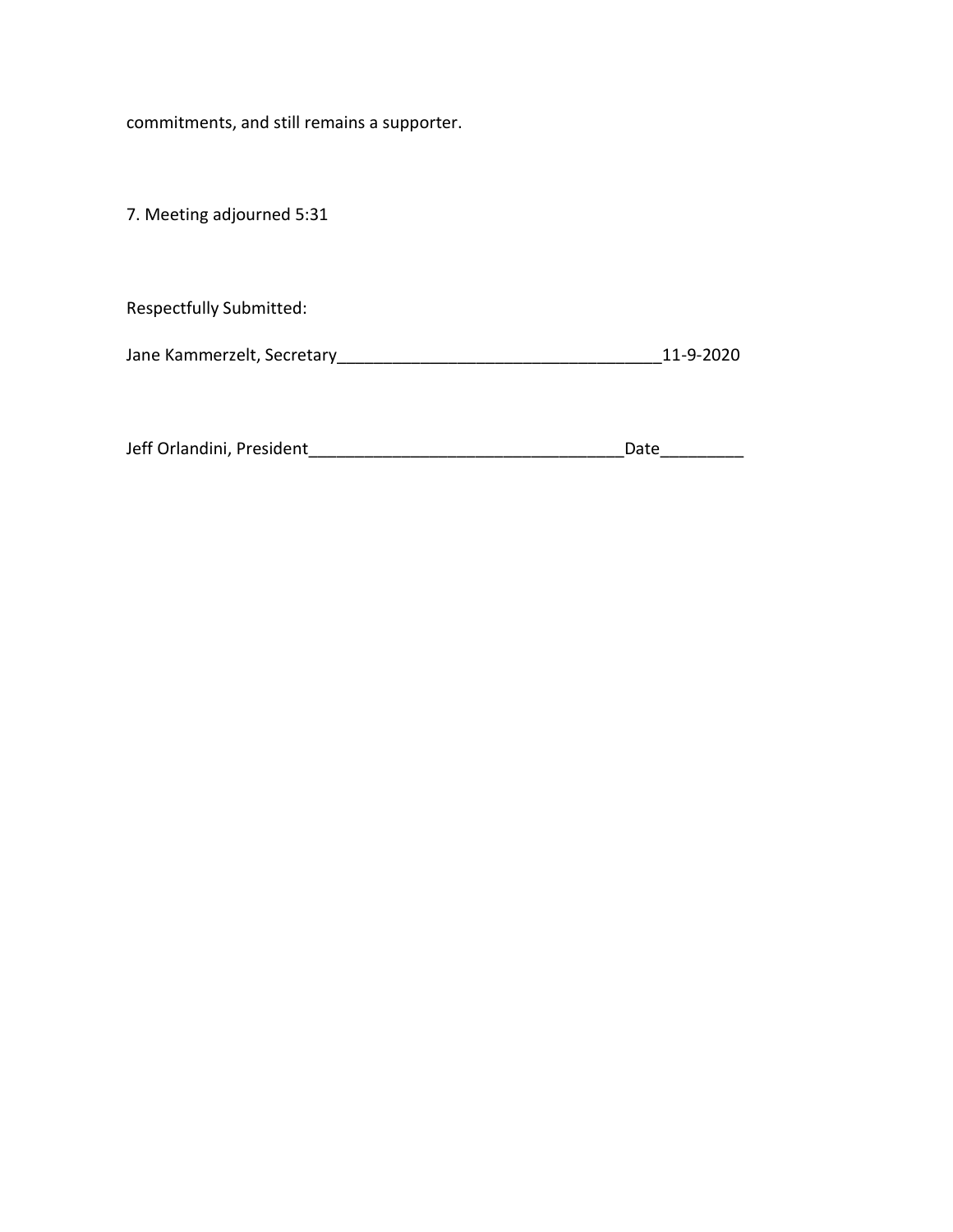commitments, and still remains a supporter.

7. Meeting adjourned 5:31

Respectfully Submitted:

Jane Kammerzelt, Secretary__________________________________11-9-2020

Jeff Orlandini, President_________________________________Date_________